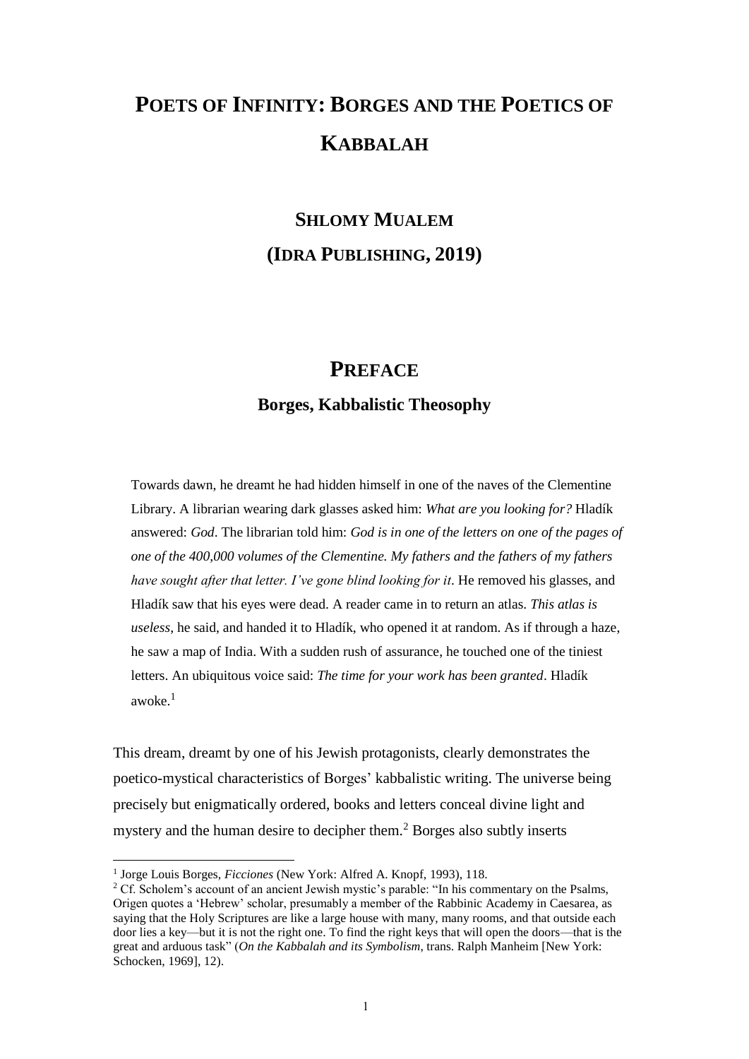# POETS OF INFINITY: BORGES AND THE POETICS OF KABBALAH

## SHLOMY MUALEM

## (IDRA PUBLISHING, 2019)

## PREFACE

### Borges, Kabbalistic Theosophy

> Towards dawn, he dreamt he had hidden himself in one of the naves of the Clementine Library. A librarian wearing dark glasses asked him: *What are you looking for?* Hladík answered: *God*. The librarian told him: *God is in one of the letters on one of the pages of one of the 400,000 volumes of the Clementine. My fathers and the fathers of my fathers have sought after that letter. I've gone blind looking for it*. He removed his glasses, and Hladík saw that his eyes were dead. A reader came in to return an atlas. *This atlas is useless*, he said, and handed it to Hladík, who opened it at random. As if through a haze, he saw a map of India. With a sudden rush of assurance, he touched one of the tiniest letters. An ubiquitous voice said: *The time for your work has been granted*. Hladík awoke.[1]

This dream, dreamt by one of his Jewish protagonists, clearly demonstrates the poetico-mystical characteristics of Borges' kabbalistic writing. The universe being precisely but enigmatically ordered, books and letters conceal divine light and mystery and the human desire to decipher them.[2] Borges also subtly inserts

---

[1] Jorge Louis Borges, *Ficciones* (New York: Alfred A. Knopf, 1993), 118.

[2] Cf. Scholem's account of an ancient Jewish mystic's parable: "In his commentary on the Psalms, Origen quotes a 'Hebrew' scholar, presumably a member of the Rabbinic Academy in Caesarea, as saying that the Holy Scriptures are like a large house with many, many rooms, and that outside each door lies a key—but it is not the right one. To find the right keys that will open the doors—that is the great and arduous task" (*On the Kabbalah and its Symbolism*, trans. Ralph Manheim [New York: Schocken, 1969], 12).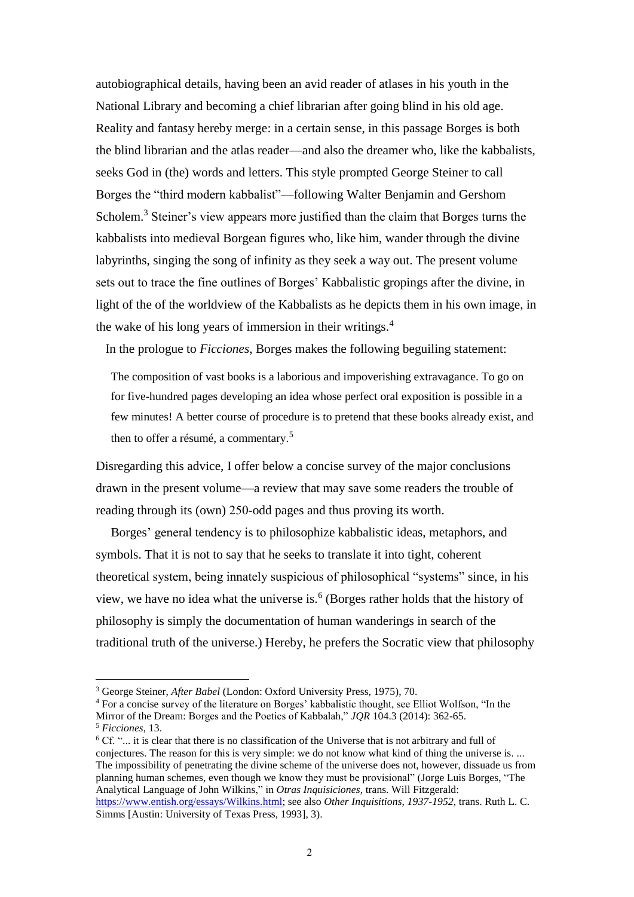autobiographical details, having been an avid reader of atlases in his youth in the National Library and becoming a chief librarian after going blind in his old age. Reality and fantasy hereby merge: in a certain sense, in this passage Borges is both the blind librarian and the atlas reader—and also the dreamer who, like the kabbalists, seeks God in (the) words and letters. This style prompted George Steiner to call Borges the "third modern kabbalist"—following Walter Benjamin and Gershom Scholem.[3] Steiner's view appears more justified than the claim that Borges turns the kabbalists into medieval Borgean figures who, like him, wander through the divine labyrinths, singing the song of infinity as they seek a way out. The present volume sets out to trace the fine outlines of Borges' Kabbalistic gropings after the divine, in light of the of the worldview of the Kabbalists as he depicts them in his own image, in the wake of his long years of immersion in their writings.[4]

In the prologue to *Ficciones*, Borges makes the following beguiling statement:

> The composition of vast books is a laborious and impoverishing extravagance. To go on for five-hundred pages developing an idea whose perfect oral exposition is possible in a few minutes! A better course of procedure is to pretend that these books already exist, and then to offer a résumé, a commentary.[5]

Disregarding this advice, I offer below a concise survey of the major conclusions drawn in the present volume—a review that may save some readers the trouble of reading through its (own) 250-odd pages and thus proving its worth.

Borges' general tendency is to philosophize kabbalistic ideas, metaphors, and symbols. That it is not to say that he seeks to translate it into tight, coherent theoretical system, being innately suspicious of philosophical "systems" since, in his view, we have no idea what the universe is.[6] (Borges rather holds that the history of philosophy is simply the documentation of human wanderings in search of the traditional truth of the universe.) Hereby, he prefers the Socratic view that philosophy

---

[3] George Steiner, *After Babel* (London: Oxford University Press, 1975), 70.

[4] For a concise survey of the literature on Borges' kabbalistic thought, see Elliot Wolfson, "In the Mirror of the Dream: Borges and the Poetics of Kabbalah," *JQR* 104.3 (2014): 362-65.

[5] *Ficciones*, 13.

[6] Cf. "... it is clear that there is no classification of the Universe that is not arbitrary and full of conjectures. The reason for this is very simple: we do not know what kind of thing the universe is. ... The impossibility of penetrating the divine scheme of the universe does not, however, dissuade us from planning human schemes, even though we know they must be provisional" (Jorge Luis Borges, "The Analytical Language of John Wilkins," in *Otras Inquisiciones*, trans. Will Fitzgerald: https://www.entish.org/essays/Wilkins.html; see also *Other Inquisitions, 1937-1952*, trans. Ruth L. C. Simms [Austin: University of Texas Press, 1993], 3).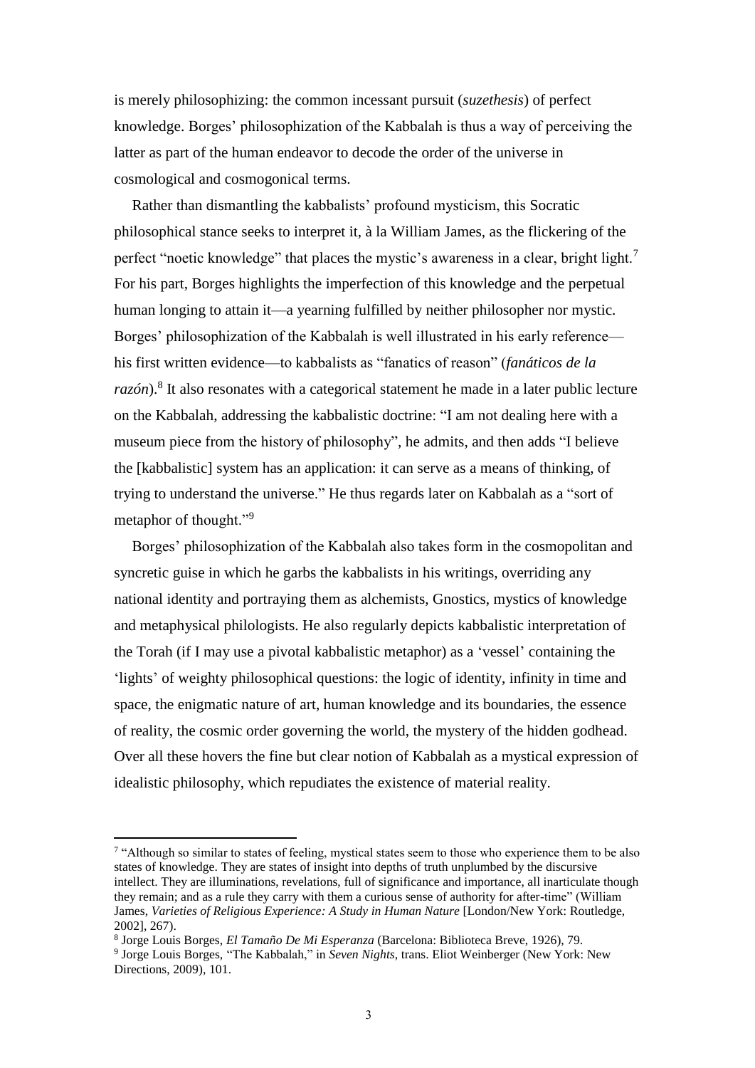is merely philosophizing: the common incessant pursuit (*suzethesis*) of perfect knowledge. Borges' philosophization of the Kabbalah is thus a way of perceiving the latter as part of the human endeavor to decode the order of the universe in cosmological and cosmogonical terms.

Rather than dismantling the kabbalists' profound mysticism, this Socratic philosophical stance seeks to interpret it, à la William James, as the flickering of the perfect "noetic knowledge" that places the mystic's awareness in a clear, bright light.[7] For his part, Borges highlights the imperfection of this knowledge and the perpetual human longing to attain it—a yearning fulfilled by neither philosopher nor mystic. Borges' philosophization of the Kabbalah is well illustrated in his early reference—his first written evidence—to kabbalists as "fanatics of reason" (*fanáticos de la razón*).[8] It also resonates with a categorical statement he made in a later public lecture on the Kabbalah, addressing the kabbalistic doctrine: "I am not dealing here with a museum piece from the history of philosophy", he admits, and then adds "I believe the [kabbalistic] system has an application: it can serve as a means of thinking, of trying to understand the universe." He thus regards later on Kabbalah as a "sort of metaphor of thought."[9]

Borges' philosophization of the Kabbalah also takes form in the cosmopolitan and syncretic guise in which he garbs the kabbalists in his writings, overriding any national identity and portraying them as alchemists, Gnostics, mystics of knowledge and metaphysical philologists. He also regularly depicts kabbalistic interpretation of the Torah (if I may use a pivotal kabbalistic metaphor) as a 'vessel' containing the 'lights' of weighty philosophical questions: the logic of identity, infinity in time and space, the enigmatic nature of art, human knowledge and its boundaries, the essence of reality, the cosmic order governing the world, the mystery of the hidden godhead. Over all these hovers the fine but clear notion of Kabbalah as a mystical expression of idealistic philosophy, which repudiates the existence of material reality.

---

[7] "Although so similar to states of feeling, mystical states seem to those who experience them to be also states of knowledge. They are states of insight into depths of truth unplumbed by the discursive intellect. They are illuminations, revelations, full of significance and importance, all inarticulate though they remain; and as a rule they carry with them a curious sense of authority for after-time" (William James, *Varieties of Religious Experience: A Study in Human Nature* [London/New York: Routledge, 2002], 267).

[8] Jorge Louis Borges, *El Tamaño De Mi Esperanza* (Barcelona: Biblioteca Breve, 1926), 79.

[9] Jorge Louis Borges, "The Kabbalah," in *Seven Nights*, trans. Eliot Weinberger (New York: New Directions, 2009), 101.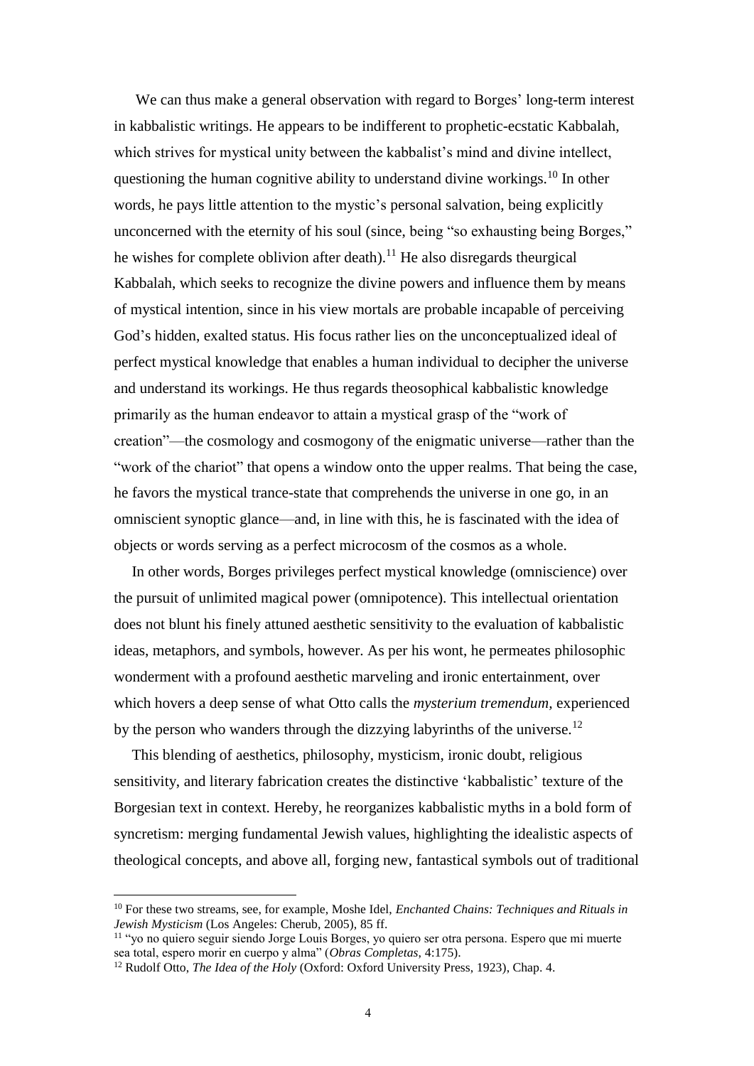We can thus make a general observation with regard to Borges' long-term interest in kabbalistic writings. He appears to be indifferent to prophetic-ecstatic Kabbalah, which strives for mystical unity between the kabbalist's mind and divine intellect, questioning the human cognitive ability to understand divine workings.[10] In other words, he pays little attention to the mystic's personal salvation, being explicitly unconcerned with the eternity of his soul (since, being "so exhausting being Borges," he wishes for complete oblivion after death).[11] He also disregards theurgical Kabbalah, which seeks to recognize the divine powers and influence them by means of mystical intention, since in his view mortals are probable incapable of perceiving God's hidden, exalted status. His focus rather lies on the unconceptualized ideal of perfect mystical knowledge that enables a human individual to decipher the universe and understand its workings. He thus regards theosophical kabbalistic knowledge primarily as the human endeavor to attain a mystical grasp of the "work of creation"—the cosmology and cosmogony of the enigmatic universe—rather than the "work of the chariot" that opens a window onto the upper realms. That being the case, he favors the mystical trance-state that comprehends the universe in one go, in an omniscient synoptic glance—and, in line with this, he is fascinated with the idea of objects or words serving as a perfect microcosm of the cosmos as a whole.

In other words, Borges privileges perfect mystical knowledge (omniscience) over the pursuit of unlimited magical power (omnipotence). This intellectual orientation does not blunt his finely attuned aesthetic sensitivity to the evaluation of kabbalistic ideas, metaphors, and symbols, however. As per his wont, he permeates philosophic wonderment with a profound aesthetic marveling and ironic entertainment, over which hovers a deep sense of what Otto calls the *mysterium tremendum*, experienced by the person who wanders through the dizzying labyrinths of the universe.[12]

This blending of aesthetics, philosophy, mysticism, ironic doubt, religious sensitivity, and literary fabrication creates the distinctive 'kabbalistic' texture of the Borgesian text in context. Hereby, he reorganizes kabbalistic myths in a bold form of syncretism: merging fundamental Jewish values, highlighting the idealistic aspects of theological concepts, and above all, forging new, fantastical symbols out of traditional

---

[10] For these two streams, see, for example, Moshe Idel, *Enchanted Chains: Techniques and Rituals in Jewish Mysticism* (Los Angeles: Cherub, 2005), 85 ff.

[11] "yo no quiero seguir siendo Jorge Louis Borges, yo quiero ser otra persona. Espero que mi muerte sea total, espero morir en cuerpo y alma" (*Obras Completas*, 4:175).

[12] Rudolf Otto, *The Idea of the Holy* (Oxford: Oxford University Press, 1923), Chap. 4.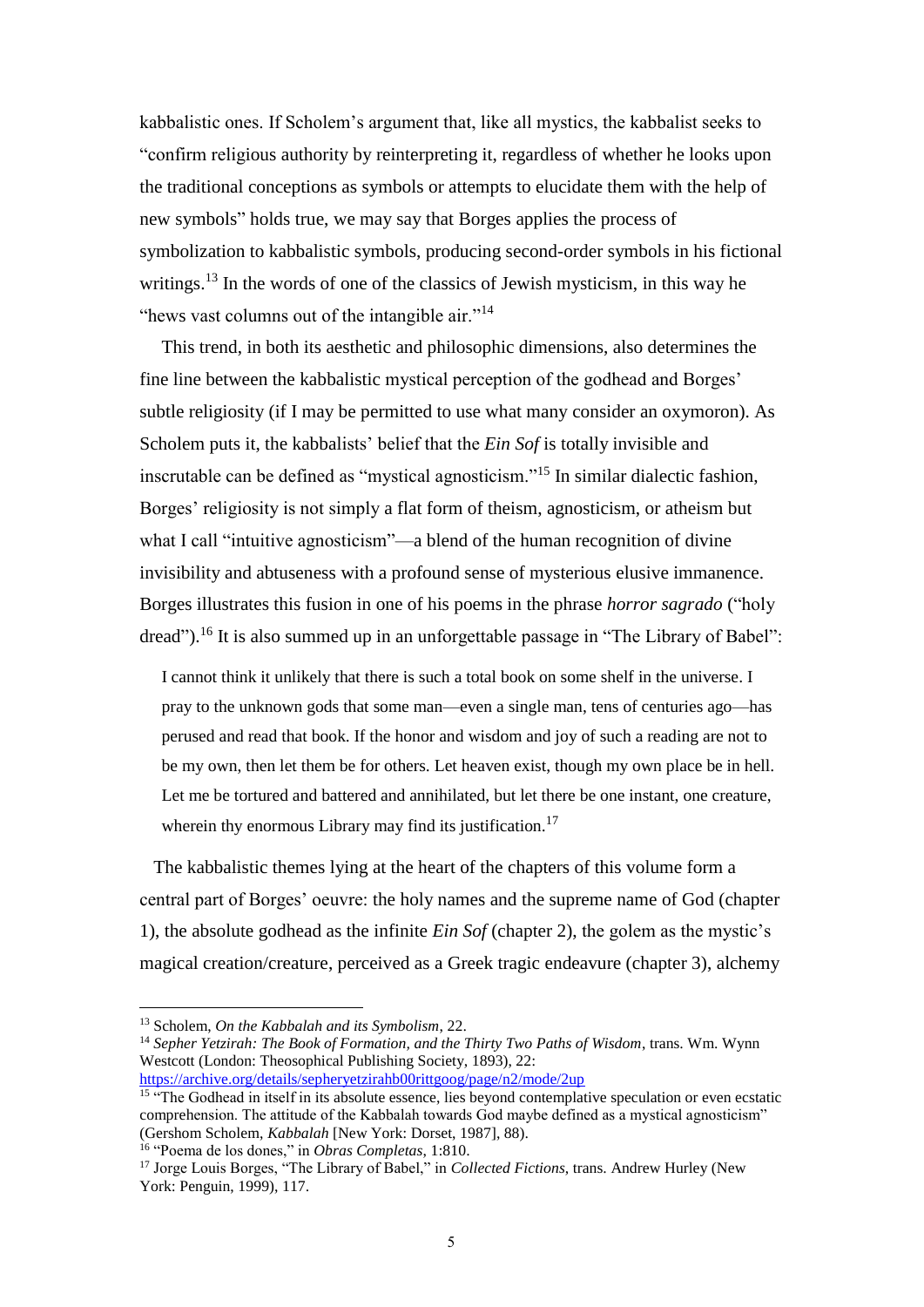kabbalistic ones. If Scholem's argument that, like all mystics, the kabbalist seeks to "confirm religious authority by reinterpreting it, regardless of whether he looks upon the traditional conceptions as symbols or attempts to elucidate them with the help of new symbols" holds true, we may say that Borges applies the process of symbolization to kabbalistic symbols, producing second-order symbols in his fictional writings.[13] In the words of one of the classics of Jewish mysticism, in this way he "hews vast columns out of the intangible air."[14]

This trend, in both its aesthetic and philosophic dimensions, also determines the fine line between the kabbalistic mystical perception of the godhead and Borges' subtle religiosity (if I may be permitted to use what many consider an oxymoron). As Scholem puts it, the kabbalists' belief that the *Ein Sof* is totally invisible and inscrutable can be defined as "mystical agnosticism."[15] In similar dialectic fashion, Borges' religiosity is not simply a flat form of theism, agnosticism, or atheism but what I call "intuitive agnosticism"—a blend of the human recognition of divine invisibility and abtuseness with a profound sense of mysterious elusive immanence. Borges illustrates this fusion in one of his poems in the phrase *horror sagrado* ("holy dread").[16] It is also summed up in an unforgettable passage in "The Library of Babel":

> I cannot think it unlikely that there is such a total book on some shelf in the universe. I pray to the unknown gods that some man—even a single man, tens of centuries ago—has perused and read that book. If the honor and wisdom and joy of such a reading are not to be my own, then let them be for others. Let heaven exist, though my own place be in hell. Let me be tortured and battered and annihilated, but let there be one instant, one creature, wherein thy enormous Library may find its justification.[17]

The kabbalistic themes lying at the heart of the chapters of this volume form a central part of Borges' oeuvre: the holy names and the supreme name of God (chapter 1), the absolute godhead as the infinite *Ein Sof* (chapter 2), the golem as the mystic's magical creation/creature, perceived as a Greek tragic endeavure (chapter 3), alchemy

---

[13] Scholem, *On the Kabbalah and its Symbolism*, 22.

[14] *Sepher Yetzirah: The Book of Formation, and the Thirty Two Paths of Wisdom*, trans. Wm. Wynn Westcott (London: Theosophical Publishing Society, 1893), 22: https://archive.org/details/sepheryetzirahb00rittgoog/page/n2/mode/2up

[15] "The Godhead in itself in its absolute essence, lies beyond contemplative speculation or even ecstatic comprehension. The attitude of the Kabbalah towards God maybe defined as a mystical agnosticism" (Gershom Scholem, *Kabbalah* [New York: Dorset, 1987], 88).

[16] "Poema de los dones," in *Obras Completas*, 1:810.

[17] Jorge Louis Borges, "The Library of Babel," in *Collected Fictions*, trans. Andrew Hurley (New York: Penguin, 1999), 117.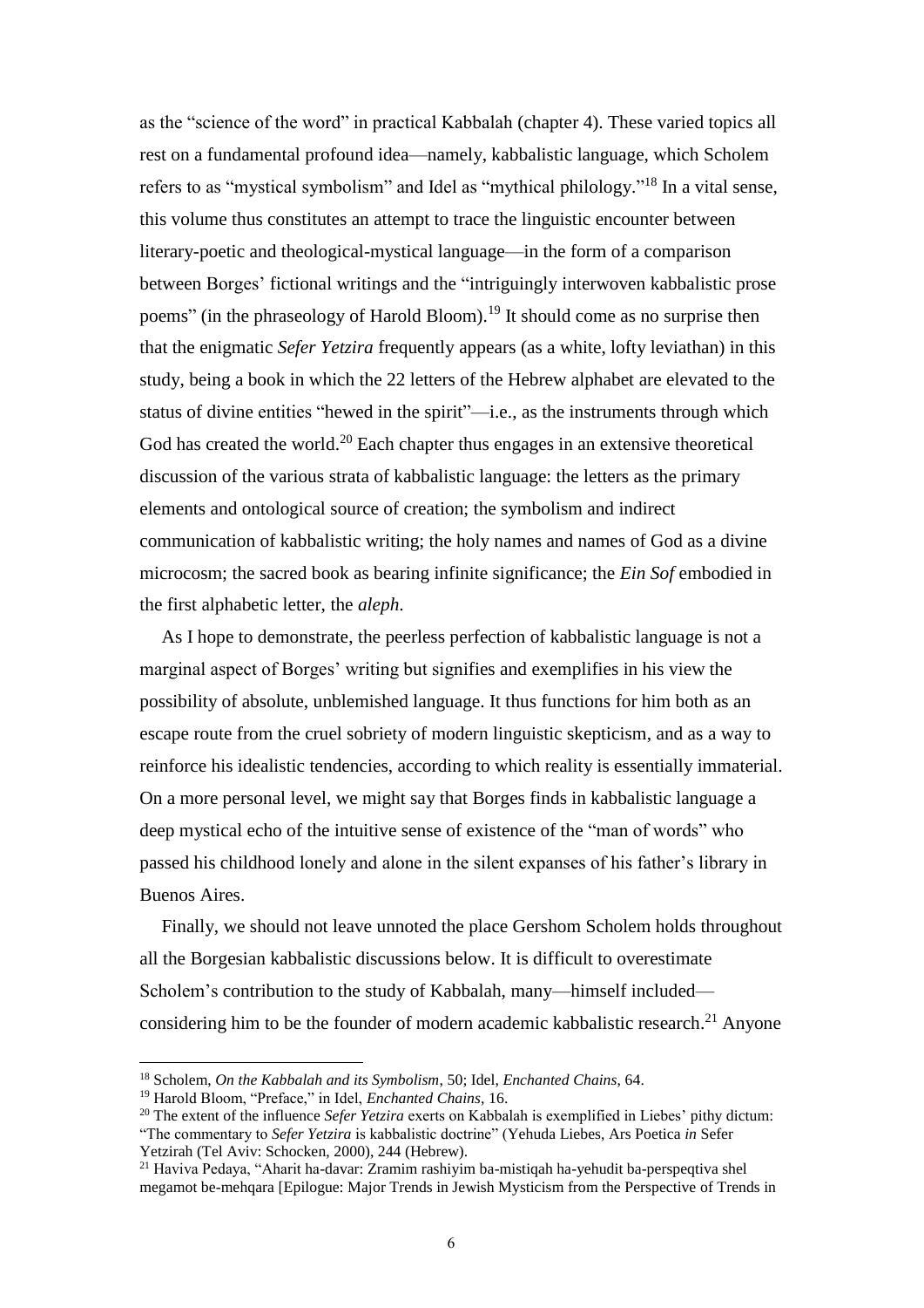as the "science of the word" in practical Kabbalah (chapter 4). These varied topics all rest on a fundamental profound idea—namely, kabbalistic language, which Scholem refers to as "mystical symbolism" and Idel as "mythical philology."[18] In a vital sense, this volume thus constitutes an attempt to trace the linguistic encounter between literary-poetic and theological-mystical language—in the form of a comparison between Borges' fictional writings and the "intriguingly interwoven kabbalistic prose poems" (in the phraseology of Harold Bloom).[19] It should come as no surprise then that the enigmatic *Sefer Yetzira* frequently appears (as a white, lofty leviathan) in this study, being a book in which the 22 letters of the Hebrew alphabet are elevated to the status of divine entities "hewed in the spirit"—i.e., as the instruments through which God has created the world.[20] Each chapter thus engages in an extensive theoretical discussion of the various strata of kabbalistic language: the letters as the primary elements and ontological source of creation; the symbolism and indirect communication of kabbalistic writing; the holy names and names of God as a divine microcosm; the sacred book as bearing infinite significance; the *Ein Sof* embodied in the first alphabetic letter, the *aleph*.

As I hope to demonstrate, the peerless perfection of kabbalistic language is not a marginal aspect of Borges' writing but signifies and exemplifies in his view the possibility of absolute, unblemished language. It thus functions for him both as an escape route from the cruel sobriety of modern linguistic skepticism, and as a way to reinforce his idealistic tendencies, according to which reality is essentially immaterial. On a more personal level, we might say that Borges finds in kabbalistic language a deep mystical echo of the intuitive sense of existence of the "man of words" who passed his childhood lonely and alone in the silent expanses of his father's library in Buenos Aires.

Finally, we should not leave unnoted the place Gershom Scholem holds throughout all the Borgesian kabbalistic discussions below. It is difficult to overestimate Scholem's contribution to the study of Kabbalah, many—himself included—considering him to be the founder of modern academic kabbalistic research.[21] Anyone

---

[18] Scholem, *On the Kabbalah and its Symbolism*, 50; Idel, *Enchanted Chains*, 64.

[19] Harold Bloom, "Preface," in Idel, *Enchanted Chains*, 16.

[20] The extent of the influence *Sefer Yetzira* exerts on Kabbalah is exemplified in Liebes' pithy dictum: "The commentary to *Sefer Yetzira* is kabbalistic doctrine" (Yehuda Liebes, Ars Poetica *in* Sefer Yetzirah (Tel Aviv: Schocken, 2000), 244 (Hebrew).

[21] Haviva Pedaya, "Aharit ha-davar: Zramim rashiyim ba-mistiqah ha-yehudit ba-perspeqtiva shel megamot be-mehqara [Epilogue: Major Trends in Jewish Mysticism from the Perspective of Trends in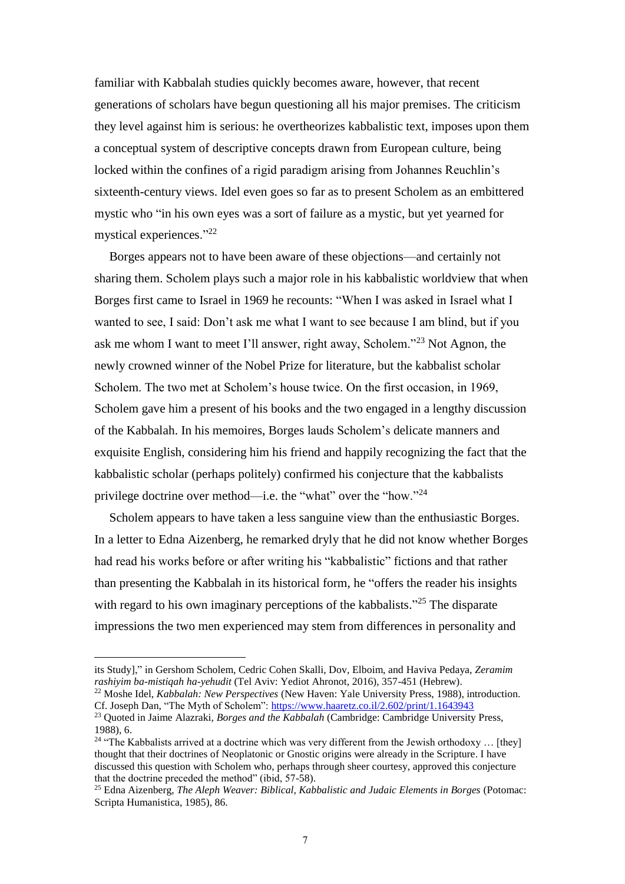familiar with Kabbalah studies quickly becomes aware, however, that recent generations of scholars have begun questioning all his major premises. The criticism they level against him is serious: he overtheorizes kabbalistic text, imposes upon them a conceptual system of descriptive concepts drawn from European culture, being locked within the confines of a rigid paradigm arising from Johannes Reuchlin's sixteenth-century views. Idel even goes so far as to present Scholem as an embittered mystic who "in his own eyes was a sort of failure as a mystic, but yet yearned for mystical experiences."[22]

Borges appears not to have been aware of these objections—and certainly not sharing them. Scholem plays such a major role in his kabbalistic worldview that when Borges first came to Israel in 1969 he recounts: "When I was asked in Israel what I wanted to see, I said: Don't ask me what I want to see because I am blind, but if you ask me whom I want to meet I'll answer, right away, Scholem."[23] Not Agnon, the newly crowned winner of the Nobel Prize for literature, but the kabbalist scholar Scholem. The two met at Scholem's house twice. On the first occasion, in 1969, Scholem gave him a present of his books and the two engaged in a lengthy discussion of the Kabbalah. In his memoires, Borges lauds Scholem's delicate manners and exquisite English, considering him his friend and happily recognizing the fact that the kabbalistic scholar (perhaps politely) confirmed his conjecture that the kabbalists privilege doctrine over method—i.e. the "what" over the "how."[24]

Scholem appears to have taken a less sanguine view than the enthusiastic Borges. In a letter to Edna Aizenberg, he remarked dryly that he did not know whether Borges had read his works before or after writing his "kabbalistic" fictions and that rather than presenting the Kabbalah in its historical form, he "offers the reader his insights with regard to his own imaginary perceptions of the kabbalists."[25] The disparate impressions the two men experienced may stem from differences in personality and

---

its Study]," in Gershom Scholem, Cedric Cohen Skalli, Dov, Elboim, and Haviva Pedaya, *Zeramim rashiyim ba-mistiqah ha-yehudit* (Tel Aviv: Yediot Ahronot, 2016), 357-451 (Hebrew).

[22] Moshe Idel, *Kabbalah: New Perspectives* (New Haven: Yale University Press, 1988), introduction. Cf. Joseph Dan, "The Myth of Scholem": https://www.haaretz.co.il/2.602/print/1.1643943

[23] Quoted in Jaime Alazraki, *Borges and the Kabbalah* (Cambridge: Cambridge University Press, 1988), 6.

[24] "The Kabbalists arrived at a doctrine which was very different from the Jewish orthodoxy … [they] thought that their doctrines of Neoplatonic or Gnostic origins were already in the Scripture. I have discussed this question with Scholem who, perhaps through sheer courtesy, approved this conjecture that the doctrine preceded the method" (ibid, 57-58).

[25] Edna Aizenberg, *The Aleph Weaver: Biblical, Kabbalistic and Judaic Elements in Borges* (Potomac: Scripta Humanistica, 1985), 86.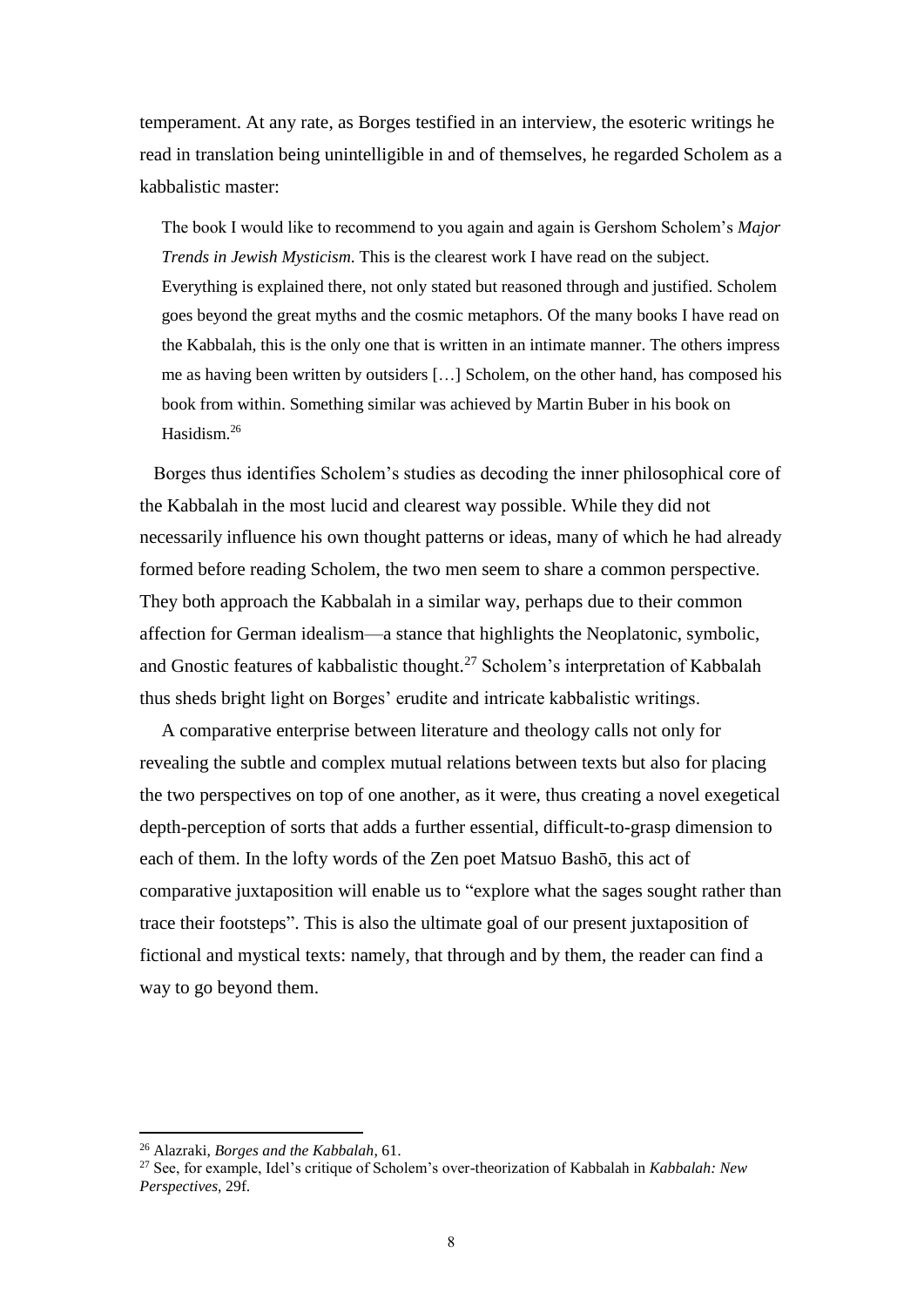temperament. At any rate, as Borges testified in an interview, the esoteric writings he read in translation being unintelligible in and of themselves, he regarded Scholem as a kabbalistic master:

> The book I would like to recommend to you again and again is Gershom Scholem's *Major Trends in Jewish Mysticism*. This is the clearest work I have read on the subject. Everything is explained there, not only stated but reasoned through and justified. Scholem goes beyond the great myths and the cosmic metaphors. Of the many books I have read on the Kabbalah, this is the only one that is written in an intimate manner. The others impress me as having been written by outsiders […] Scholem, on the other hand, has composed his book from within. Something similar was achieved by Martin Buber in his book on Hasidism.[26]

Borges thus identifies Scholem's studies as decoding the inner philosophical core of the Kabbalah in the most lucid and clearest way possible. While they did not necessarily influence his own thought patterns or ideas, many of which he had already formed before reading Scholem, the two men seem to share a common perspective. They both approach the Kabbalah in a similar way, perhaps due to their common affection for German idealism—a stance that highlights the Neoplatonic, symbolic, and Gnostic features of kabbalistic thought.[27] Scholem's interpretation of Kabbalah thus sheds bright light on Borges' erudite and intricate kabbalistic writings.

A comparative enterprise between literature and theology calls not only for revealing the subtle and complex mutual relations between texts but also for placing the two perspectives on top of one another, as it were, thus creating a novel exegetical depth-perception of sorts that adds a further essential, difficult-to-grasp dimension to each of them. In the lofty words of the Zen poet Matsuo Bashō, this act of comparative juxtaposition will enable us to "explore what the sages sought rather than trace their footsteps". This is also the ultimate goal of our present juxtaposition of fictional and mystical texts: namely, that through and by them, the reader can find a way to go beyond them.

---

[26] Alazraki, *Borges and the Kabbalah*, 61.

[27] See, for example, Idel's critique of Scholem's over-theorization of Kabbalah in *Kabbalah: New Perspectives*, 29f.